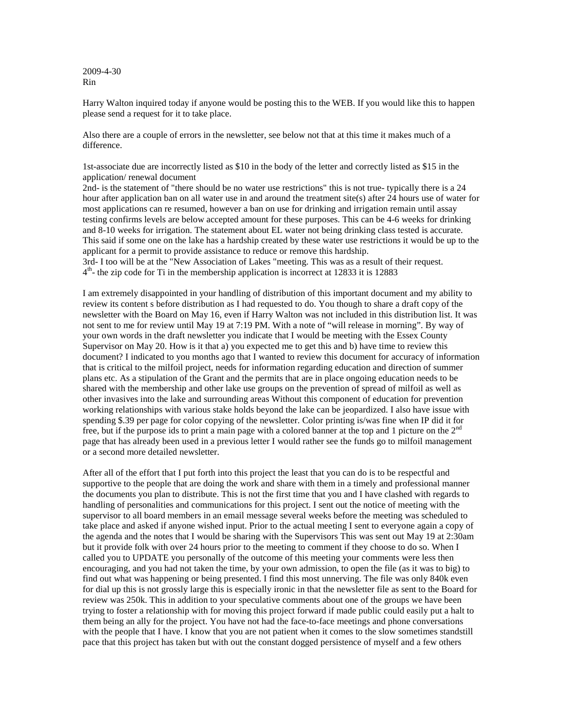2009-4-30
Rin

Harry Walton inquired today if anyone would be posting this to the WEB. If you would like this to happen please send a request for it to take place.

Also there are a couple of errors in the newsletter, see below not that at this time it makes much of a difference.

1st-associate due are incorrectly listed as $10 in the body of the letter and correctly listed as $15 in the application/ renewal document
2nd- is the statement of "there should be no water use restrictions" this is not true- typically there is a 24 hour after application ban on all water use in and around the treatment site(s) after 24 hours use of water for most applications can re resumed, however a ban on use for drinking and irrigation remain until assay testing confirms levels are below accepted amount for these purposes. This can be 4-6 weeks for drinking and 8-10 weeks for irrigation. The statement about EL water not being drinking class tested is accurate. This said if some one on the lake has a hardship created by these water use restrictions it would be up to the applicant for a permit to provide assistance to reduce or remove this hardship.
3rd- I too will be at the "New Association of Lakes "meeting. This was as a result of their request.
4th- the zip code for Ti in the membership application is incorrect at 12833 it is 12883

I am extremely disappointed in your handling of distribution of this important document and my ability to review its content s before distribution as I had requested to do. You though to share a draft copy of the newsletter with the Board on May 16, even if Harry Walton was not included in this distribution list. It was not sent to me for review until May 19 at 7:19 PM. With a note of “will release in morning”. By way of your own words in the draft newsletter you indicate that I would be meeting with the Essex County Supervisor on May 20. How is it that a) you expected me to get this and b) have time to review this document? I indicated to you months ago that I wanted to review this document for accuracy of information that is critical to the milfoil project, needs for information regarding education and direction of summer plans etc. As a stipulation of the Grant and the permits that are in place ongoing education needs to be shared with the membership and other lake use groups on the prevention of spread of milfoil as well as other invasives into the lake and surrounding areas Without this component of education for prevention working relationships with various stake holds beyond the lake can be jeopardized. I also have issue with spending $.39 per page for color copying of the newsletter. Color printing is/was fine when IP did it for free, but if the purpose ids to print a main page with a colored banner at the top and 1 picture on the 2nd page that has already been used in a previous letter I would rather see the funds go to milfoil management or a second more detailed newsletter.

After all of the effort that I put forth into this project the least that you can do is to be respectful and supportive to the people that are doing the work and share with them in a timely and professional manner the documents you plan to distribute. This is not the first time that you and I have clashed with regards to handling of personalities and communications for this project. I sent out the notice of meeting with the supervisor to all board members in an email message several weeks before the meeting was scheduled to take place and asked if anyone wished input. Prior to the actual meeting I sent to everyone again a copy of the agenda and the notes that I would be sharing with the Supervisors This was sent out May 19 at 2:30am but it provide folk with over 24 hours prior to the meeting to comment if they choose to do so. When I called you to UPDATE you personally of the outcome of this meeting your comments were less then encouraging, and you had not taken the time, by your own admission, to open the file (as it was to big) to find out what was happening or being presented. I find this most unnerving. The file was only 840k even for dial up this is not grossly large this is especially ironic in that the newsletter file as sent to the Board for review was 250k. This in addition to your speculative comments about one of the groups we have been trying to foster a relationship with for moving this project forward if made public could easily put a halt to them being an ally for the project. You have not had the face-to-face meetings and phone conversations with the people that I have. I know that you are not patient when it comes to the slow sometimes standstill pace that this project has taken but with out the constant dogged persistence of myself and a few others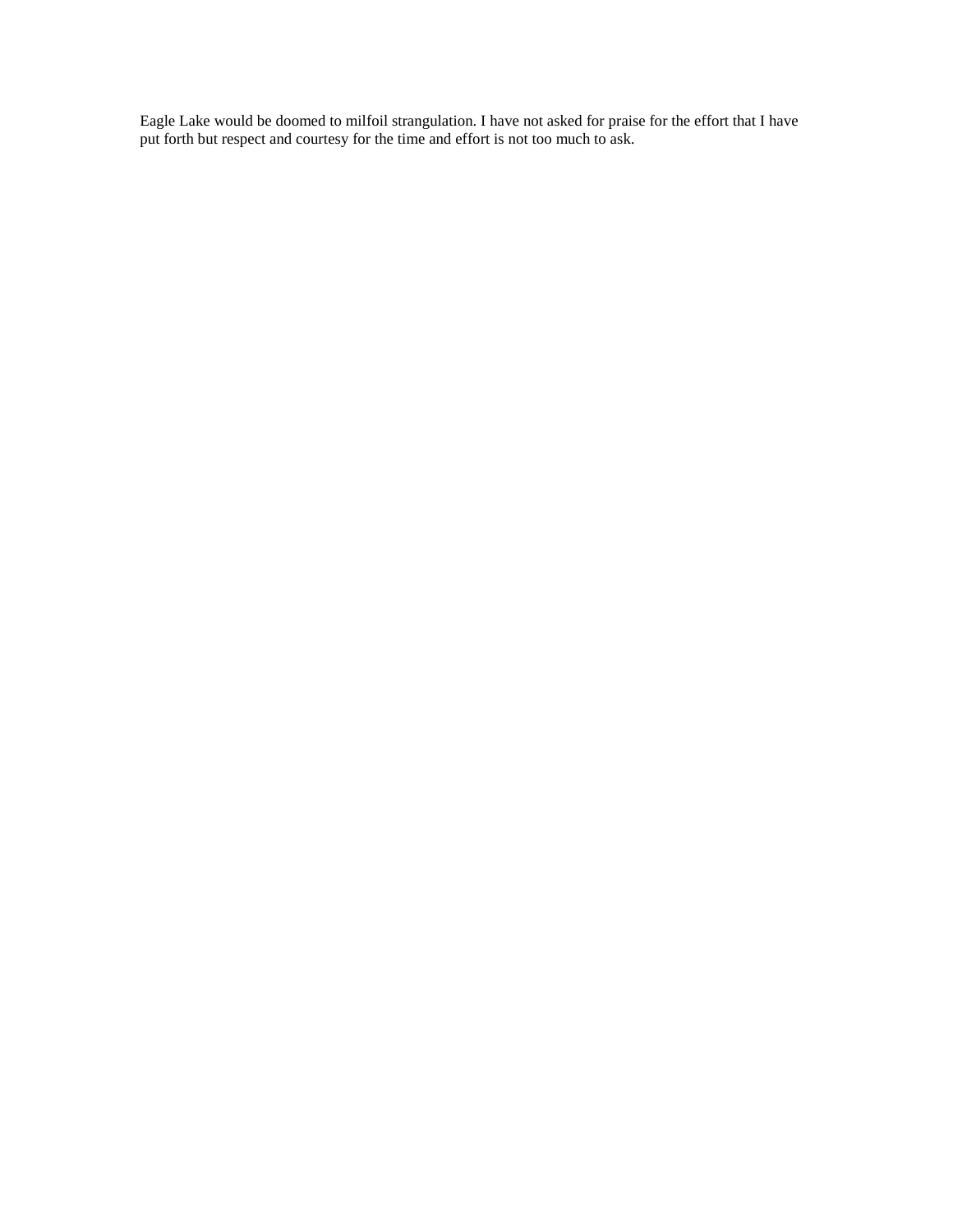Eagle Lake would be doomed to milfoil strangulation. I have not asked for praise for the effort that I have put forth but respect and courtesy for the time and effort is not too much to ask.